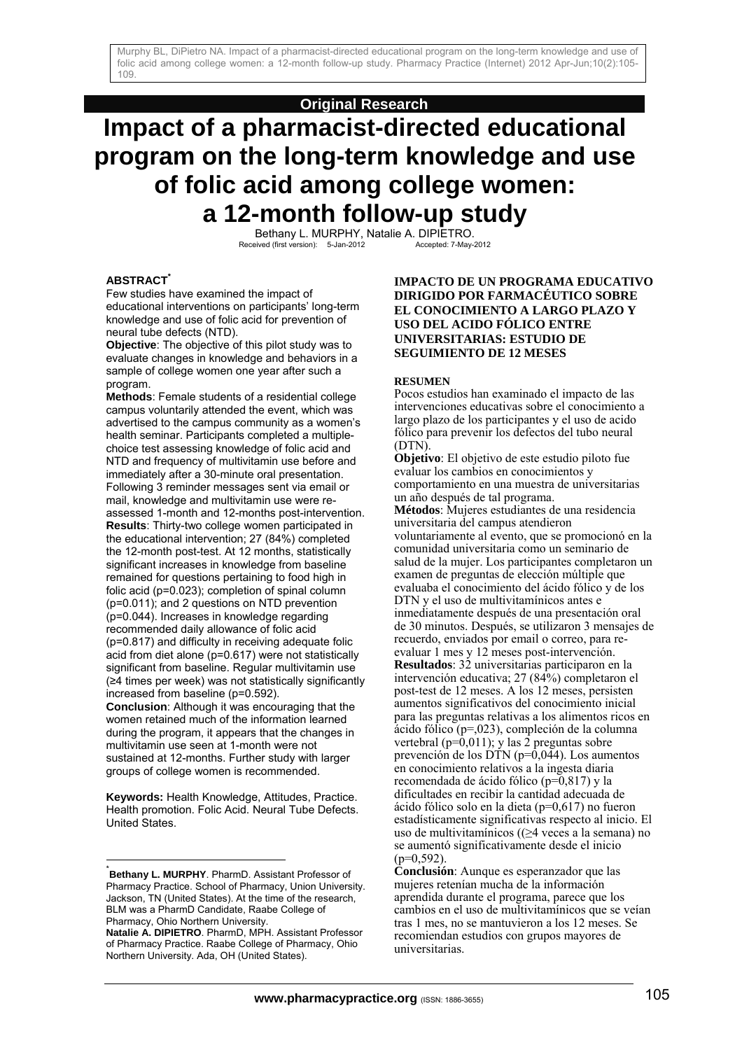Murphy BL, DiPietro NA. Impact of a pharmacist-directed educational program on the long-term knowledge and use of folic acid among college women: a 12-month follow-up study. Pharmacy Practice (Internet) 2012 Apr-Jun;10(2):105-109.

**Original Research**

# Impact of a pharmacist-directed educational program on the long-term knowledge and use of folic acid among college women: a 12-month follow-up study

Bethany L. MURPHY, Natalie A. DIPIETRO.

Received (first version): 5-Jan-2012 Accepted: 7-May-2012

## ABSTRACT[*]

Few studies have examined the impact of educational interventions on participants' long-term knowledge and use of folic acid for prevention of neural tube defects (NTD).

**Objective**: The objective of this pilot study was to evaluate changes in knowledge and behaviors in a sample of college women one year after such a program.

**Methods**: Female students of a residential college campus voluntarily attended the event, which was advertised to the campus community as a women's health seminar. Participants completed a multiple-choice test assessing knowledge of folic acid and NTD and frequency of multivitamin use before and immediately after a 30-minute oral presentation. Following 3 reminder messages sent via email or mail, knowledge and multivitamin use were re-assessed 1-month and 12-months post-intervention.

**Results**: Thirty-two college women participated in the educational intervention; 27 (84%) completed the 12-month post-test. At 12 months, statistically significant increases in knowledge from baseline remained for questions pertaining to food high in folic acid ($p=0.023$); completion of spinal column ($p=0.011$); and 2 questions on NTD prevention ($p=0.044$). Increases in knowledge regarding recommended daily allowance of folic acid ($p=0.817$) and difficulty in receiving adequate folic acid from diet alone ($p=0.617$) were not statistically significant from baseline. Regular multivitamin use ($\geq$4 times per week) was not statistically significantly increased from baseline ($p=0.592$).

**Conclusion**: Although it was encouraging that the women retained much of the information learned during the program, it appears that the changes in multivitamin use seen at 1-month were not sustained at 12-months. Further study with larger groups of college women is recommended.

**Keywords:** Health Knowledge, Attitudes, Practice. Health promotion. Folic Acid. Neural Tube Defects. United States.

## IMPACTO DE UN PROGRAMA EDUCATIVO DIRIGIDO POR FARMACÉUTICO SOBRE EL CONOCIMIENTO A LARGO PLAZO Y USO DEL ACIDO FÓLICO ENTRE UNIVERSITARIAS: ESTUDIO DE SEGUIMIENTO DE 12 MESES

### RESUMEN

Pocos estudios han examinado el impacto de las intervenciones educativas sobre el conocimiento a largo plazo de los participantes y el uso de acido fólico para prevenir los defectos del tubo neural (DTN).

**Objetivo**: El objetivo de este estudio piloto fue evaluar los cambios en conocimientos y comportamiento en una muestra de universitarias un año después de tal programa.

**Métodos**: Mujeres estudiantes de una residencia universitaria del campus atendieron voluntariamente al evento, que se promocionó en la comunidad universitaria como un seminario de salud de la mujer. Los participantes completaron un examen de preguntas de elección múltiple que evaluaba el conocimiento del ácido fólico y de los DTN y el uso de multivitamínicos antes e inmediatamente después de una presentación oral de 30 minutos. Después, se utilizaron 3 mensajes de recuerdo, enviados por email o correo, para re-evaluar 1 mes y 12 meses post-intervención.

**Resultados**: 32 universitarias participaron en la intervención educativa; 27 (84%) completaron el post-test de 12 meses. A los 12 meses, persisten aumentos significativos del conocimiento inicial para las preguntas relativas a los alimentos ricos en ácido fólico (p=,023), compleción de la columna vertebral (p=0,011); y las 2 preguntas sobre prevención de los DTN (p=0,044). Los aumentos en conocimiento relativos a la ingesta diaria recomendada de ácido fólico (p=0,817) y la dificultades en recibir la cantidad adecuada de ácido fólico solo en la dieta (p=0,617) no fueron estadísticamente significativas respecto al inicio. El uso de multivitamínicos (($\geq$4 veces a la semana) no se aumentó significativamente desde el inicio (p=0,592).

**Conclusión**: Aunque es esperanzador que las mujeres retenían mucha de la información aprendida durante el programa, parece que los cambios en el uso de multivitamínicos que se veían tras 1 mes, no se mantuvieron a los 12 meses. Se recomiendan estudios con grupos mayores de universitarias.

---

[*] **Bethany L. MURPHY**. PharmD. Assistant Professor of Pharmacy Practice. School of Pharmacy, Union University. Jackson, TN (United States). At the time of the research, BLM was a PharmD Candidate, Raabe College of Pharmacy, Ohio Northern University.

**Natalie A. DIPIETRO**. PharmD, MPH. Assistant Professor of Pharmacy Practice. Raabe College of Pharmacy, Ohio Northern University. Ada, OH (United States).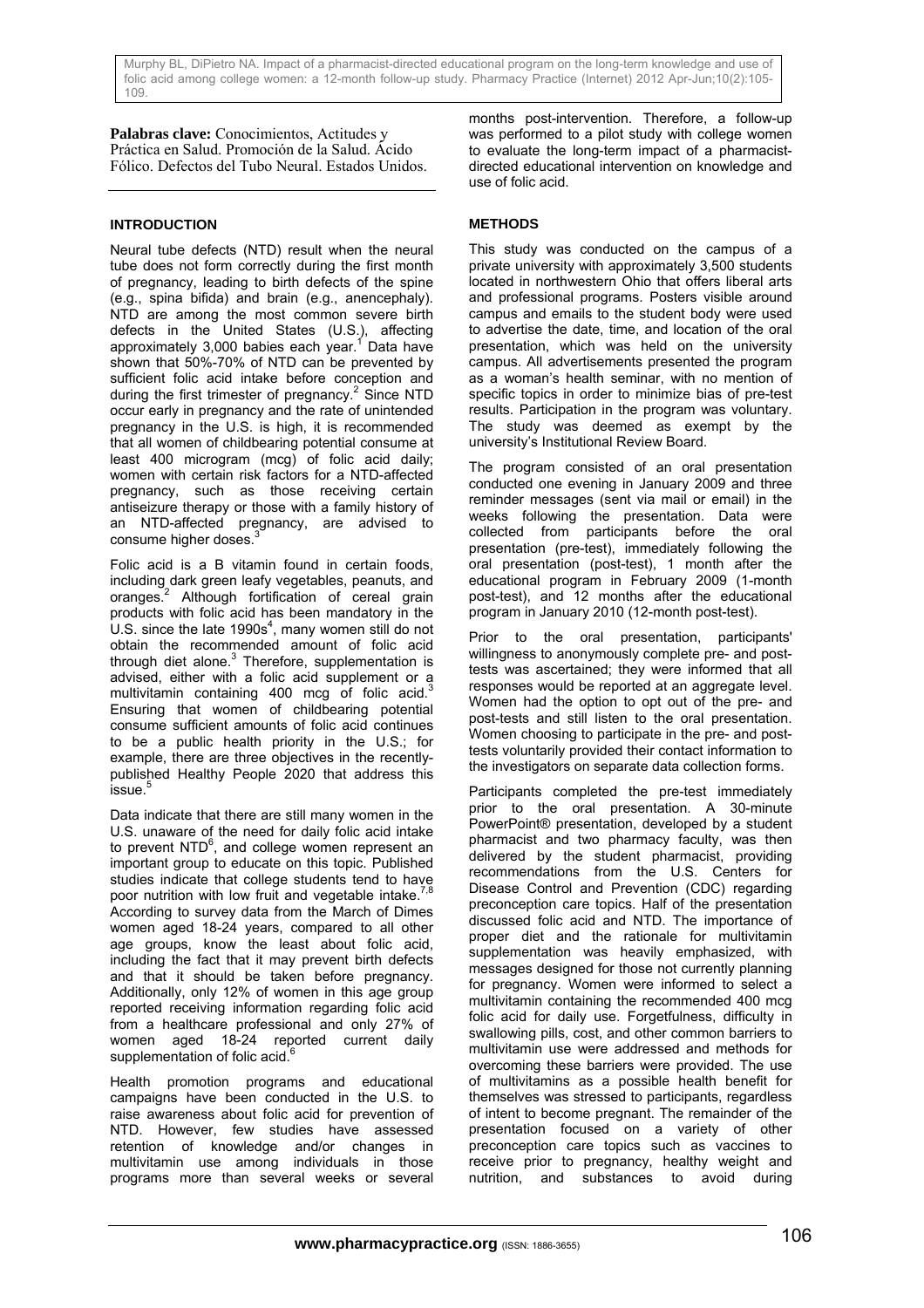**Palabras clave:** Conocimientos, Actitudes y Práctica en Salud. Promoción de la Salud. Ácido Fólico. Defectos del Tubo Neural. Estados Unidos.

## INTRODUCTION

Neural tube defects (NTD) result when the neural tube does not form correctly during the first month of pregnancy, leading to birth defects of the spine (e.g., spina bifida) and brain (e.g., anencephaly). NTD are among the most common severe birth defects in the United States (U.S.), affecting approximately 3,000 babies each year.[1] Data have shown that 50%-70% of NTD can be prevented by sufficient folic acid intake before conception and during the first trimester of pregnancy.[2] Since NTD occur early in pregnancy and the rate of unintended pregnancy in the U.S. is high, it is recommended that all women of childbearing potential consume at least 400 microgram (mcg) of folic acid daily; women with certain risk factors for a NTD-affected pregnancy, such as those receiving certain antiseizure therapy or those with a family history of an NTD-affected pregnancy, are advised to consume higher doses.[3]

Folic acid is a B vitamin found in certain foods, including dark green leafy vegetables, peanuts, and oranges.[2] Although fortification of cereal grain products with folic acid has been mandatory in the U.S. since the late 1990s[4], many women still do not obtain the recommended amount of folic acid through diet alone.[3] Therefore, supplementation is advised, either with a folic acid supplement or a multivitamin containing 400 mcg of folic acid.[3] Ensuring that women of childbearing potential consume sufficient amounts of folic acid continues to be a public health priority in the U.S.; for example, there are three objectives in the recently-published Healthy People 2020 that address this issue.[5]

Data indicate that there are still many women in the U.S. unaware of the need for daily folic acid intake to prevent NTD[6], and college women represent an important group to educate on this topic. Published studies indicate that college students tend to have poor nutrition with low fruit and vegetable intake.[7,8] According to survey data from the March of Dimes women aged 18-24 years, compared to all other age groups, know the least about folic acid, including the fact that it may prevent birth defects and that it should be taken before pregnancy. Additionally, only 12% of women in this age group reported receiving information regarding folic acid from a healthcare professional and only 27% of women aged 18-24 reported current daily supplementation of folic acid.[6]

Health promotion programs and educational campaigns have been conducted in the U.S. to raise awareness about folic acid for prevention of NTD. However, few studies have assessed retention of knowledge and/or changes in multivitamin use among individuals in those programs more than several weeks or several months post-intervention. Therefore, a follow-up was performed to a pilot study with college women to evaluate the long-term impact of a pharmacist-directed educational intervention on knowledge and use of folic acid.

## METHODS

This study was conducted on the campus of a private university with approximately 3,500 students located in northwestern Ohio that offers liberal arts and professional programs. Posters visible around campus and emails to the student body were used to advertise the date, time, and location of the oral presentation, which was held on the university campus. All advertisements presented the program as a woman's health seminar, with no mention of specific topics in order to minimize bias of pre-test results. Participation in the program was voluntary. The study was deemed as exempt by the university's Institutional Review Board.

The program consisted of an oral presentation conducted one evening in January 2009 and three reminder messages (sent via mail or email) in the weeks following the presentation. Data were collected from participants before the oral presentation (pre-test), immediately following the oral presentation (post-test), 1 month after the educational program in February 2009 (1-month post-test), and 12 months after the educational program in January 2010 (12-month post-test).

Prior to the oral presentation, participants' willingness to anonymously complete pre- and post-tests was ascertained; they were informed that all responses would be reported at an aggregate level. Women had the option to opt out of the pre- and post-tests and still listen to the oral presentation. Women choosing to participate in the pre- and post-tests voluntarily provided their contact information to the investigators on separate data collection forms.

Participants completed the pre-test immediately prior to the oral presentation. A 30-minute PowerPoint® presentation, developed by a student pharmacist and two pharmacy faculty, was then delivered by the student pharmacist, providing recommendations from the U.S. Centers for Disease Control and Prevention (CDC) regarding preconception care topics. Half of the presentation discussed folic acid and NTD. The importance of proper diet and the rationale for multivitamin supplementation was heavily emphasized, with messages designed for those not currently planning for pregnancy. Women were informed to select a multivitamin containing the recommended 400 mcg folic acid for daily use. Forgetfulness, difficulty in swallowing pills, cost, and other common barriers to multivitamin use were addressed and methods for overcoming these barriers were provided. The use of multivitamins as a possible health benefit for themselves was stressed to participants, regardless of intent to become pregnant. The remainder of the presentation focused on a variety of other preconception care topics such as vaccines to receive prior to pregnancy, healthy weight and nutrition, and substances to avoid during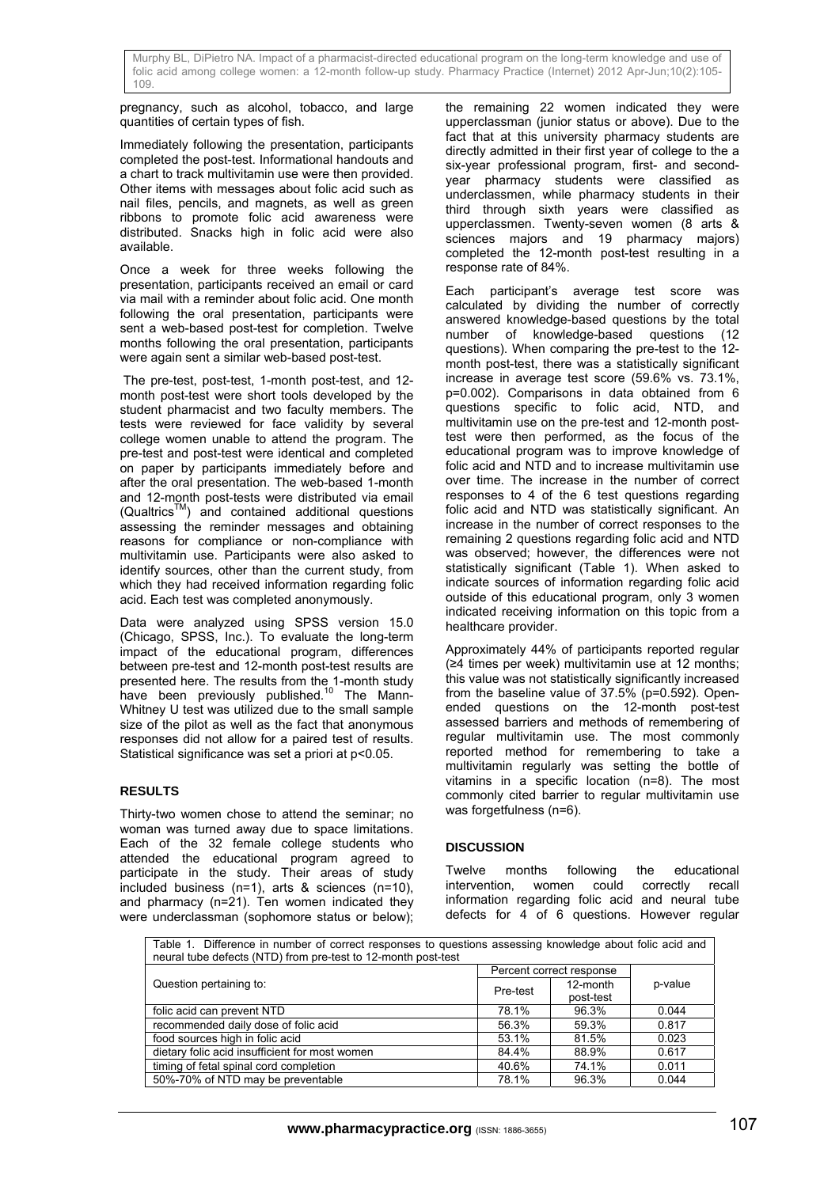pregnancy, such as alcohol, tobacco, and large quantities of certain types of fish.

Immediately following the presentation, participants completed the post-test. Informational handouts and a chart to track multivitamin use were then provided. Other items with messages about folic acid such as nail files, pencils, and magnets, as well as green ribbons to promote folic acid awareness were distributed. Snacks high in folic acid were also available.

Once a week for three weeks following the presentation, participants received an email or card via mail with a reminder about folic acid. One month following the oral presentation, participants were sent a web-based post-test for completion. Twelve months following the oral presentation, participants were again sent a similar web-based post-test.

The pre-test, post-test, 1-month post-test, and 12-month post-test were short tools developed by the student pharmacist and two faculty members. The tests were reviewed for face validity by several college women unable to attend the program. The pre-test and post-test were identical and completed on paper by participants immediately before and after the oral presentation. The web-based 1-month and 12-month post-tests were distributed via email (Qualtrics™) and contained additional questions assessing the reminder messages and obtaining reasons for compliance or non-compliance with multivitamin use. Participants were also asked to identify sources, other than the current study, from which they had received information regarding folic acid. Each test was completed anonymously.

Data were analyzed using SPSS version 15.0 (Chicago, SPSS, Inc.). To evaluate the long-term impact of the educational program, differences between pre-test and 12-month post-test results are presented here. The results from the 1-month study have been previously published.[10] The Mann-Whitney U test was utilized due to the small sample size of the pilot as well as the fact that anonymous responses did not allow for a paired test of results. Statistical significance was set a priori at $p<0.05$.

## RESULTS

Thirty-two women chose to attend the seminar; no woman was turned away due to space limitations. Each of the 32 female college students who attended the educational program agreed to participate in the study. Their areas of study included business (n=1), arts & sciences (n=10), and pharmacy (n=21). Ten women indicated they were underclassman (sophomore status or below); the remaining 22 women indicated they were upperclassman (junior status or above). Due to the fact that at this university pharmacy students are directly admitted in their first year of college to the a six-year professional program, first- and second-year pharmacy students were classified as underclassmen, while pharmacy students in their third through sixth years were classified as upperclassmen. Twenty-seven women (8 arts & sciences majors and 19 pharmacy majors) completed the 12-month post-test resulting in a response rate of 84%.

Each participant's average test score was calculated by dividing the number of correctly answered knowledge-based questions by the total number of knowledge-based questions (12 questions). When comparing the pre-test to the 12-month post-test, there was a statistically significant increase in average test score (59.6% vs. 73.1%, $p=0.002$). Comparisons in data obtained from 6 questions specific to folic acid, NTD, and multivitamin use on the pre-test and 12-month post-test were then performed, as the focus of the educational program was to improve knowledge of folic acid and NTD and to increase multivitamin use over time. The increase in the number of correct responses to 4 of the 6 test questions regarding folic acid and NTD was statistically significant. An increase in the number of correct responses to the remaining 2 questions regarding folic acid and NTD was observed; however, the differences were not statistically significant (Table 1). When asked to indicate sources of information regarding folic acid outside of this educational program, only 3 women indicated receiving information on this topic from a healthcare provider.

Approximately 44% of participants reported regular (≥4 times per week) multivitamin use at 12 months; this value was not statistically significantly increased from the baseline value of 37.5% ($p=0.592$). Open-ended questions on the 12-month post-test assessed barriers and methods of remembering of regular multivitamin use. The most commonly reported method for remembering to take a multivitamin regularly was setting the bottle of vitamins in a specific location (n=8). The most commonly cited barrier to regular multivitamin use was forgetfulness (n=6).

## DISCUSSION

Twelve months following the educational intervention, women could correctly recall information regarding folic acid and neural tube defects for 4 of 6 questions. However regular

Table 1. Difference in number of correct responses to questions assessing knowledge about folic acid and neural tube defects (NTD) from pre-test to 12-month post-test

| Question pertaining to: | Percent correct response | | p-value |
|---|---|---|---|
| | Pre-test | 12-month post-test | |
| folic acid can prevent NTD | 78.1% | 96.3% | 0.044 |
| recommended daily dose of folic acid | 56.3% | 59.3% | 0.817 |
| food sources high in folic acid | 53.1% | 81.5% | 0.023 |
| dietary folic acid insufficient for most women | 84.4% | 88.9% | 0.617 |
| timing of fetal spinal cord completion | 40.6% | 74.1% | 0.011 |
| 50%-70% of NTD may be preventable | 78.1% | 96.3% | 0.044 |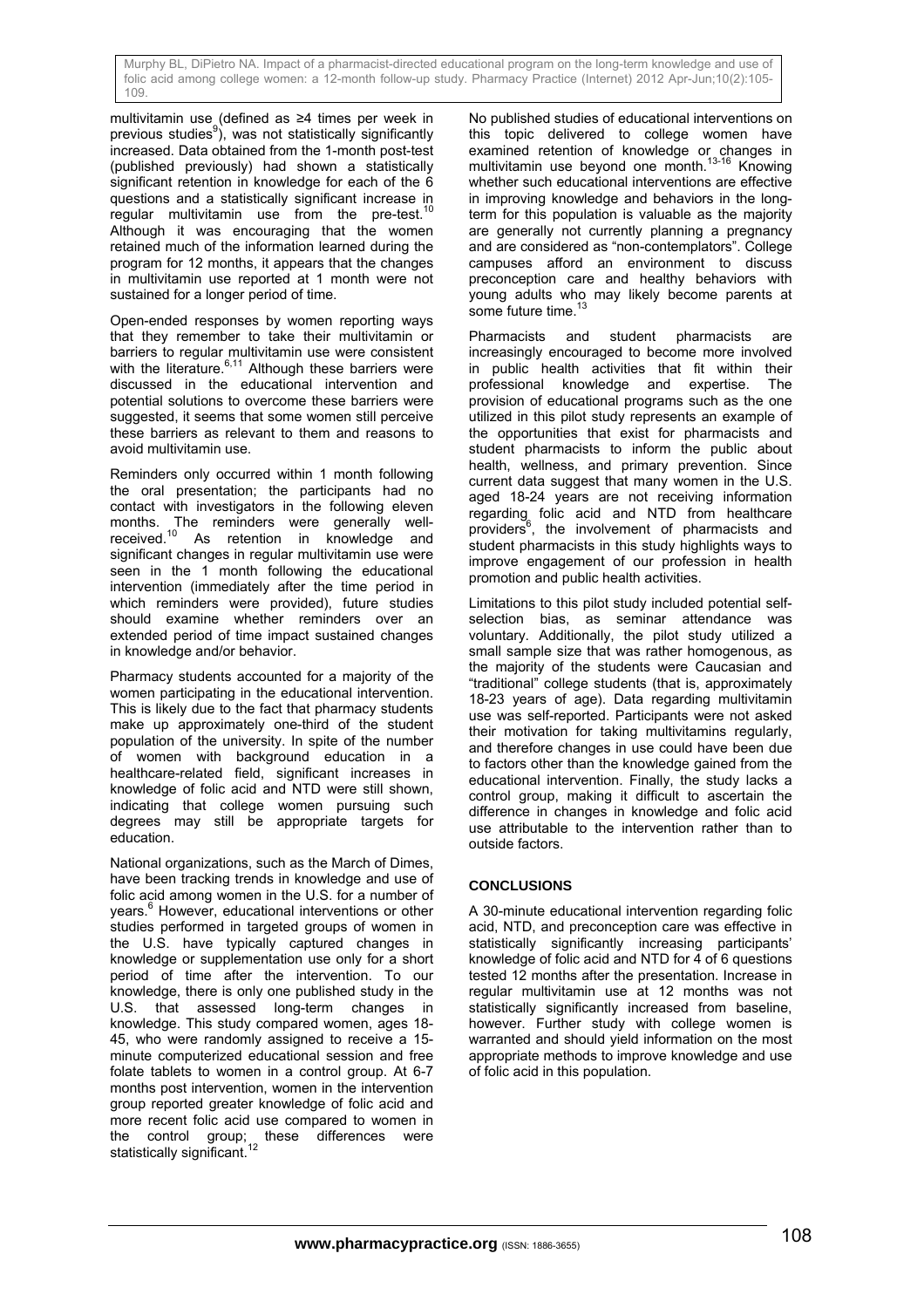multivitamin use (defined as ≥4 times per week in previous studies[9]), was not statistically significantly increased. Data obtained from the 1-month post-test (published previously) had shown a statistically significant retention in knowledge for each of the 6 questions and a statistically significant increase in regular multivitamin use from the pre-test.[10] Although it was encouraging that the women retained much of the information learned during the program for 12 months, it appears that the changes in multivitamin use reported at 1 month were not sustained for a longer period of time.

Open-ended responses by women reporting ways that they remember to take their multivitamin or barriers to regular multivitamin use were consistent with the literature.[6,11] Although these barriers were discussed in the educational intervention and potential solutions to overcome these barriers were suggested, it seems that some women still perceive these barriers as relevant to them and reasons to avoid multivitamin use.

Reminders only occurred within 1 month following the oral presentation; the participants had no contact with investigators in the following eleven months. The reminders were generally well-received.[10] As retention in knowledge and significant changes in regular multivitamin use were seen in the 1 month following the educational intervention (immediately after the time period in which reminders were provided), future studies should examine whether reminders over an extended period of time impact sustained changes in knowledge and/or behavior.

Pharmacy students accounted for a majority of the women participating in the educational intervention. This is likely due to the fact that pharmacy students make up approximately one-third of the student population of the university. In spite of the number of women with background education in a healthcare-related field, significant increases in knowledge of folic acid and NTD were still shown, indicating that college women pursuing such degrees may still be appropriate targets for education.

National organizations, such as the March of Dimes, have been tracking trends in knowledge and use of folic acid among women in the U.S. for a number of years.[6] However, educational interventions or other studies performed in targeted groups of women in the U.S. have typically captured changes in knowledge or supplementation use only for a short period of time after the intervention. To our knowledge, there is only one published study in the U.S. that assessed long-term changes in knowledge. This study compared women, ages 18-45, who were randomly assigned to receive a 15-minute computerized educational session and free folate tablets to women in a control group. At 6-7 months post intervention, women in the intervention group reported greater knowledge of folic acid and more recent folic acid use compared to women in the control group; these differences were statistically significant.[12]

No published studies of educational interventions on this topic delivered to college women have examined retention of knowledge or changes in multivitamin use beyond one month.[13-16] Knowing whether such educational interventions are effective in improving knowledge and behaviors in the long-term for this population is valuable as the majority are generally not currently planning a pregnancy and are considered as "non-contemplators". College campuses afford an environment to discuss preconception care and healthy behaviors with young adults who may likely become parents at some future time.[13]

Pharmacists and student pharmacists are increasingly encouraged to become more involved in public health activities that fit within their professional knowledge and expertise. The provision of educational programs such as the one utilized in this pilot study represents an example of the opportunities that exist for pharmacists and student pharmacists to inform the public about health, wellness, and primary prevention. Since current data suggest that many women in the U.S. aged 18-24 years are not receiving information regarding folic acid and NTD from healthcare providers[6], the involvement of pharmacists and student pharmacists in this study highlights ways to improve engagement of our profession in health promotion and public health activities.

Limitations to this pilot study included potential self-selection bias, as seminar attendance was voluntary. Additionally, the pilot study utilized a small sample size that was rather homogenous, as the majority of the students were Caucasian and "traditional" college students (that is, approximately 18-23 years of age). Data regarding multivitamin use was self-reported. Participants were not asked their motivation for taking multivitamins regularly, and therefore changes in use could have been due to factors other than the knowledge gained from the educational intervention. Finally, the study lacks a control group, making it difficult to ascertain the difference in changes in knowledge and folic acid use attributable to the intervention rather than to outside factors.

## CONCLUSIONS

A 30-minute educational intervention regarding folic acid, NTD, and preconception care was effective in statistically significantly increasing participants' knowledge of folic acid and NTD for 4 of 6 questions tested 12 months after the presentation. Increase in regular multivitamin use at 12 months was not statistically significantly increased from baseline, however. Further study with college women is warranted and should yield information on the most appropriate methods to improve knowledge and use of folic acid in this population.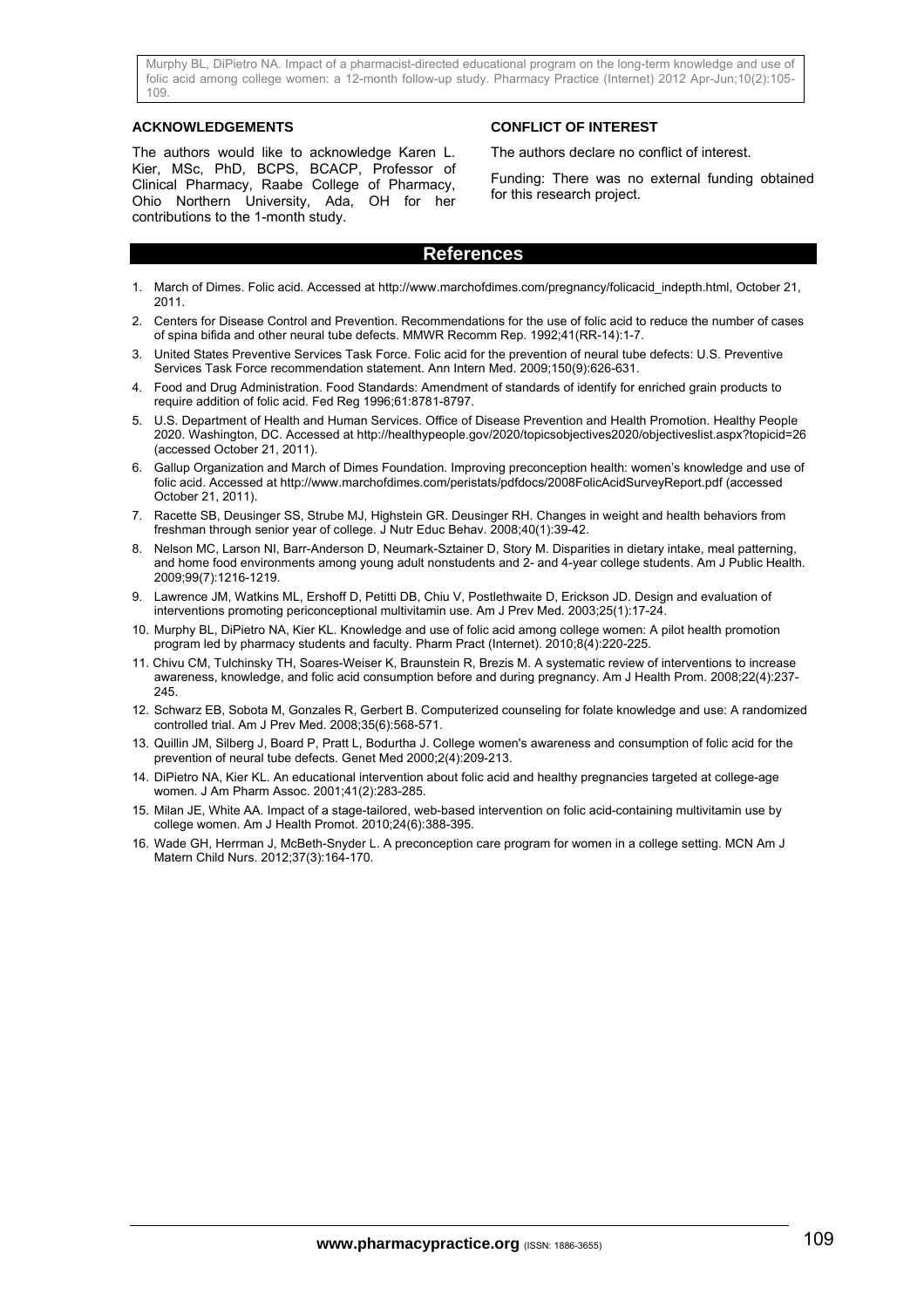## ACKNOWLEDGEMENTS

The authors would like to acknowledge Karen L. Kier, MSc, PhD, BCPS, BCACP, Professor of Clinical Pharmacy, Raabe College of Pharmacy, Ohio Northern University, Ada, OH for her contributions to the 1-month study.

## CONFLICT OF INTEREST

The authors declare no conflict of interest.

Funding: There was no external funding obtained for this research project.

## References

1. March of Dimes. Folic acid. Accessed at http://www.marchofdimes.com/pregnancy/folicacid_indepth.html, October 21, 2011.
2. Centers for Disease Control and Prevention. Recommendations for the use of folic acid to reduce the number of cases of spina bifida and other neural tube defects. MMWR Recomm Rep. 1992;41(RR-14):1-7.
3. United States Preventive Services Task Force. Folic acid for the prevention of neural tube defects: U.S. Preventive Services Task Force recommendation statement. Ann Intern Med. 2009;150(9):626-631.
4. Food and Drug Administration. Food Standards: Amendment of standards of identify for enriched grain products to require addition of folic acid. Fed Reg 1996;61:8781-8797.
5. U.S. Department of Health and Human Services. Office of Disease Prevention and Health Promotion. Healthy People 2020. Washington, DC. Accessed at http://healthypeople.gov/2020/topicsobjectives2020/objectiveslist.aspx?topicid=26 (accessed October 21, 2011).
6. Gallup Organization and March of Dimes Foundation. Improving preconception health: women's knowledge and use of folic acid. Accessed at http://www.marchofdimes.com/peristats/pdfdocs/2008FolicAcidSurveyReport.pdf (accessed October 21, 2011).
7. Racette SB, Deusinger SS, Strube MJ, Highstein GR. Deusinger RH. Changes in weight and health behaviors from freshman through senior year of college. J Nutr Educ Behav. 2008;40(1):39-42.
8. Nelson MC, Larson NI, Barr-Anderson D, Neumark-Sztainer D, Story M. Disparities in dietary intake, meal patterning, and home food environments among young adult nonstudents and 2- and 4-year college students. Am J Public Health. 2009;99(7):1216-1219.
9. Lawrence JM, Watkins ML, Ershoff D, Petitti DB, Chiu V, Postlethwaite D, Erickson JD. Design and evaluation of interventions promoting periconceptional multivitamin use. Am J Prev Med. 2003;25(1):17-24.
10. Murphy BL, DiPietro NA, Kier KL. Knowledge and use of folic acid among college women: A pilot health promotion program led by pharmacy students and faculty. Pharm Pract (Internet). 2010;8(4):220-225.
11. Chivu CM, Tulchinsky TH, Soares-Weiser K, Braunstein R, Brezis M. A systematic review of interventions to increase awareness, knowledge, and folic acid consumption before and during pregnancy. Am J Health Prom. 2008;22(4):237-245.
12. Schwarz EB, Sobota M, Gonzales R, Gerbert B. Computerized counseling for folate knowledge and use: A randomized controlled trial. Am J Prev Med. 2008;35(6):568-571.
13. Quillin JM, Silberg J, Board P, Pratt L, Bodurtha J. College women's awareness and consumption of folic acid for the prevention of neural tube defects. Genet Med 2000;2(4):209-213.
14. DiPietro NA, Kier KL. An educational intervention about folic acid and healthy pregnancies targeted at college-age women. J Am Pharm Assoc. 2001;41(2):283-285.
15. Milan JE, White AA. Impact of a stage-tailored, web-based intervention on folic acid-containing multivitamin use by college women. Am J Health Promot. 2010;24(6):388-395.
16. Wade GH, Herrman J, McBeth-Snyder L. A preconception care program for women in a college setting. MCN Am J Matern Child Nurs. 2012;37(3):164-170.